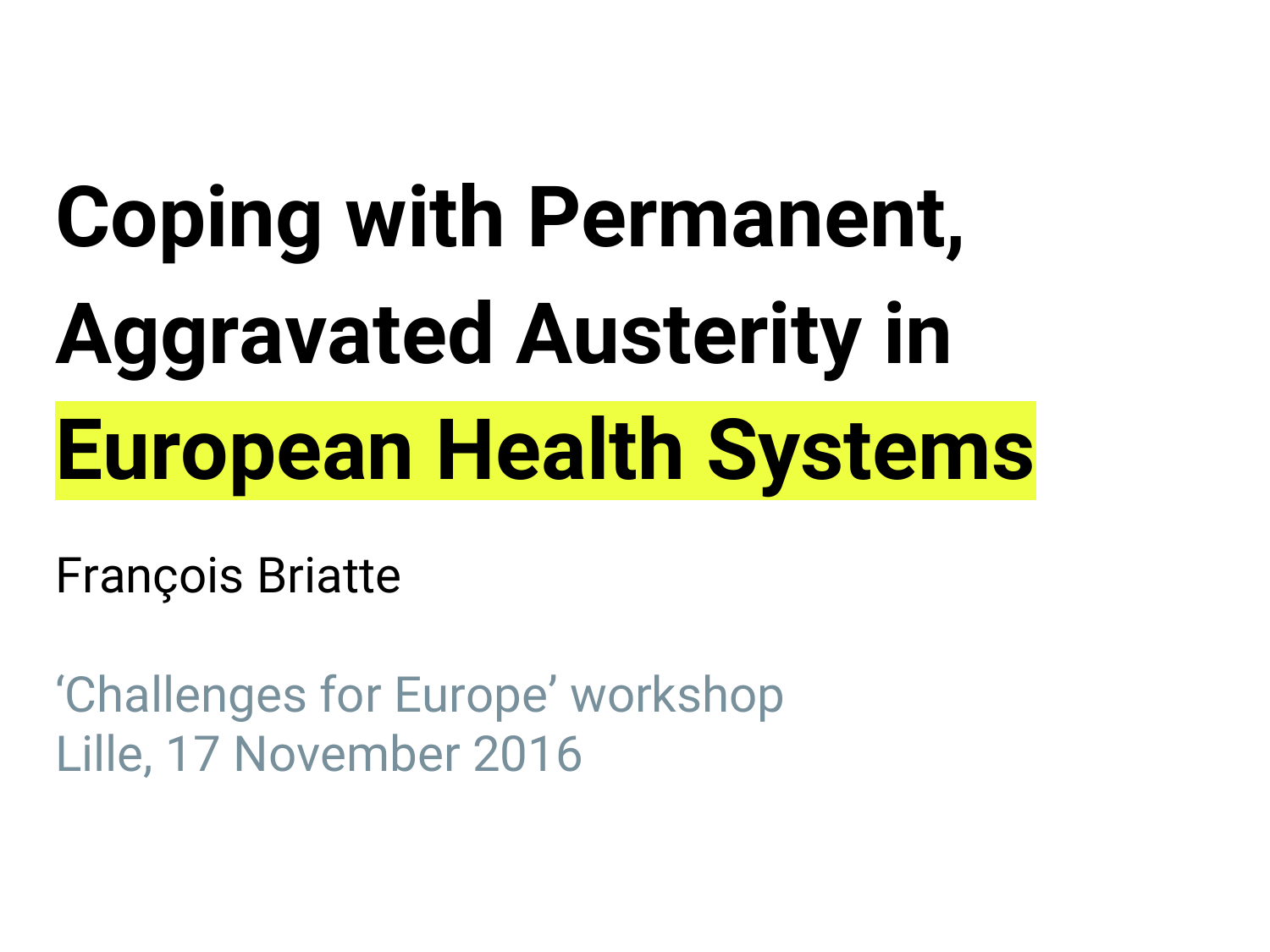# Coping with Permanent, Aggravated Austerity in European Health Systems

François Briatte

'Challenges for Europe' workshop
Lille, 17 November 2016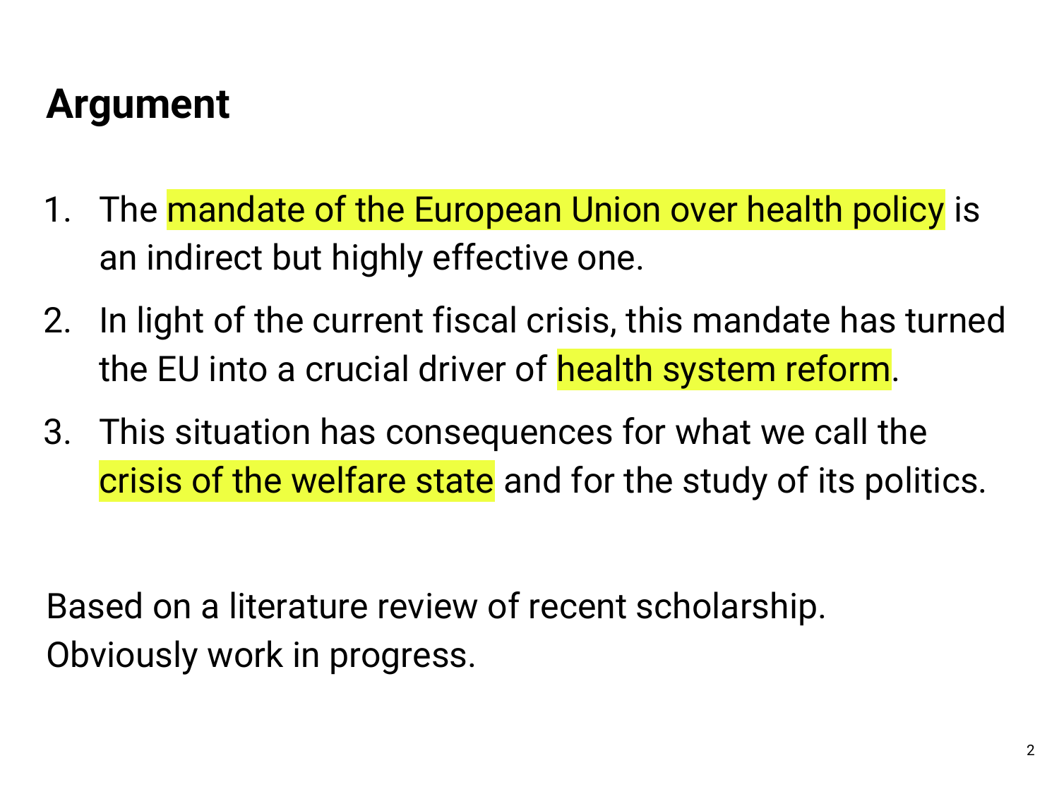# Argument

1. The mandate of the European Union over health policy is an indirect but highly effective one.
2. In light of the current fiscal crisis, this mandate has turned the EU into a crucial driver of health system reform.
3. This situation has consequences for what we call the crisis of the welfare state and for the study of its politics.

Based on a literature review of recent scholarship.
Obviously work in progress.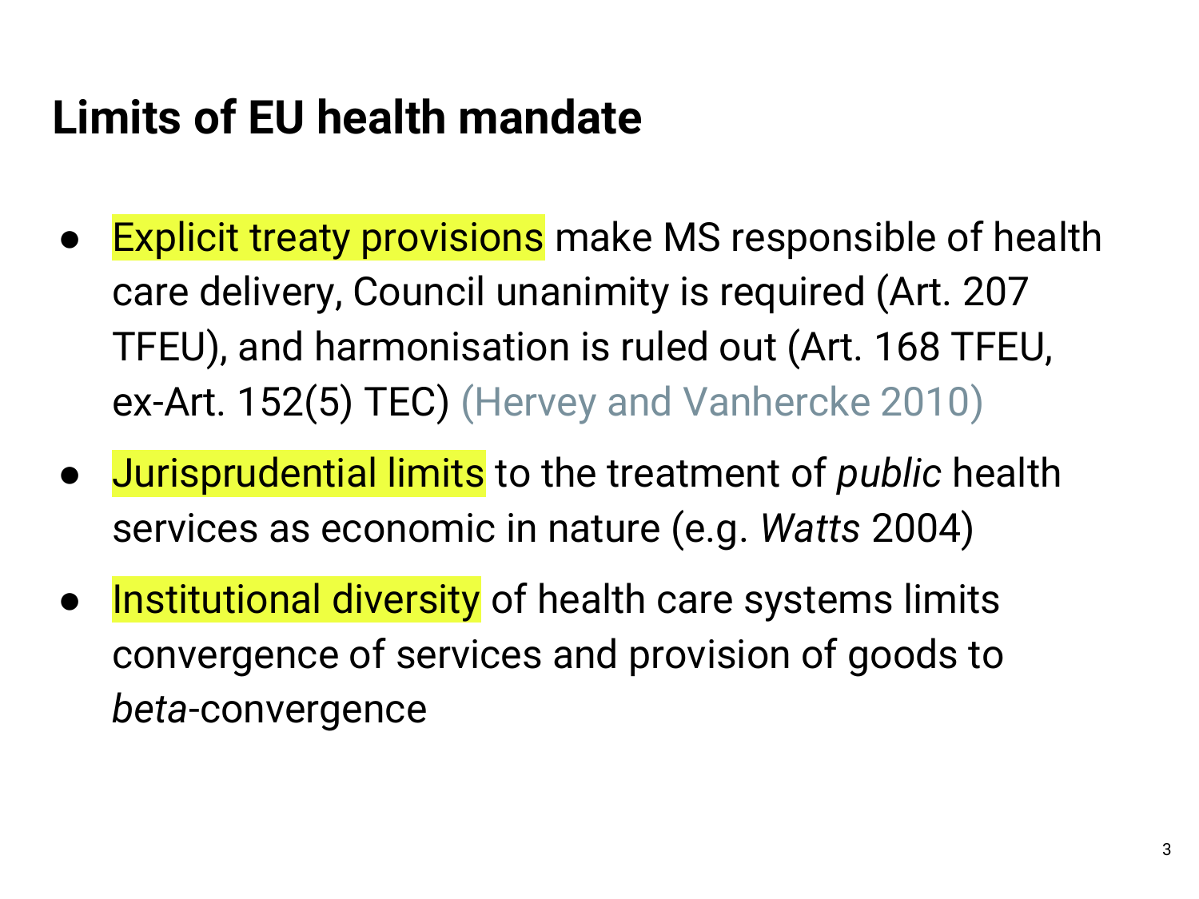# Limits of EU health mandate

- Explicit treaty provisions make MS responsible of health care delivery, Council unanimity is required (Art. 207 TFEU), and harmonisation is ruled out (Art. 168 TFEU, ex-Art. 152(5) TEC) (Hervey and Vanhercke 2010)
- Jurisprudential limits to the treatment of *public* health services as economic in nature (e.g. *Watts* 2004)
- Institutional diversity of health care systems limits convergence of services and provision of goods to *beta*-convergence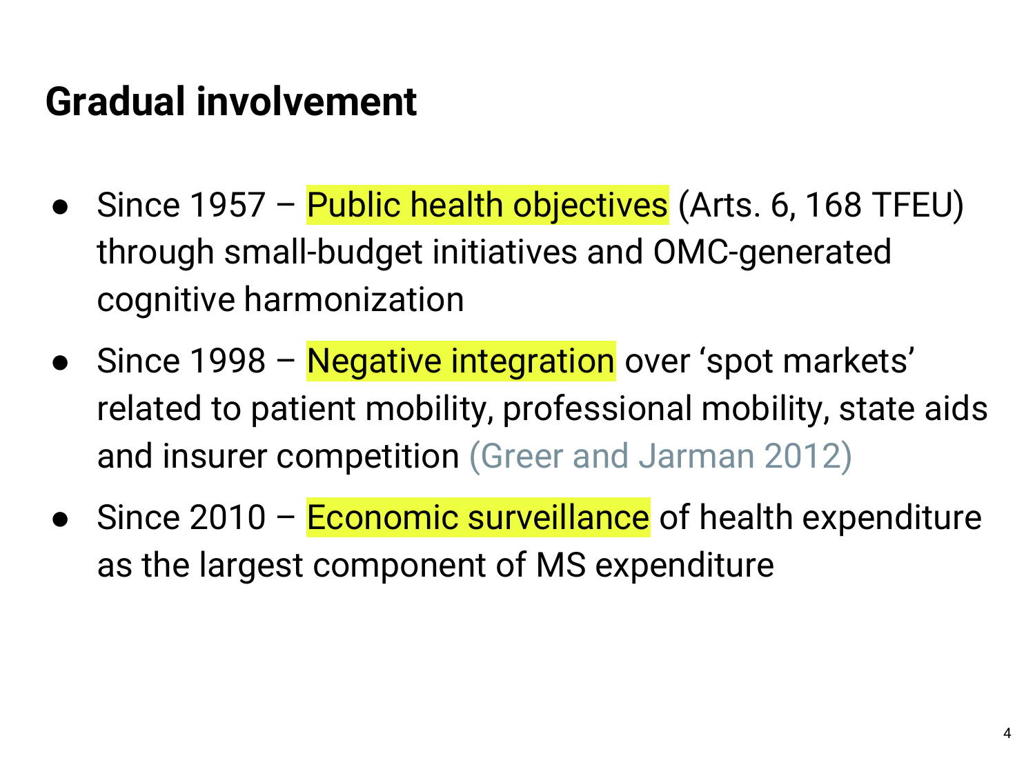## Gradual involvement

- Since 1957 – Public health objectives (Arts. 6, 168 TFEU) through small-budget initiatives and OMC-generated cognitive harmonization
- Since 1998 – Negative integration over 'spot markets' related to patient mobility, professional mobility, state aids and insurer competition (Greer and Jarman 2012)
- Since 2010 – Economic surveillance of health expenditure as the largest component of MS expenditure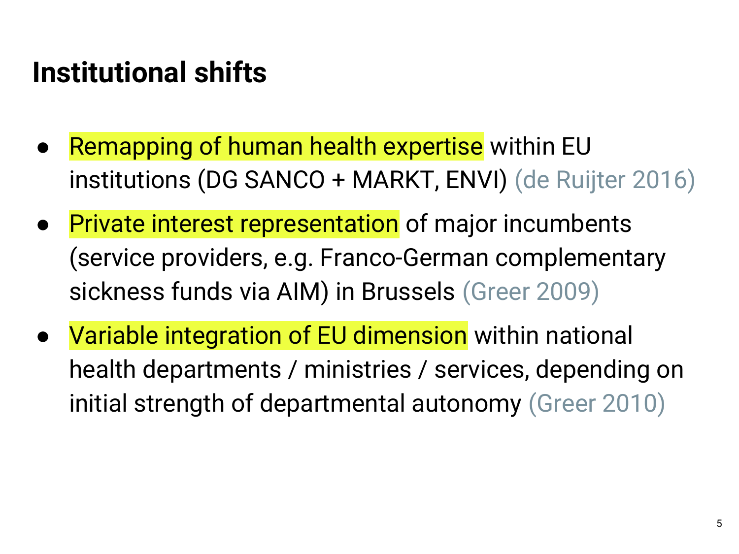# Institutional shifts

- Remapping of human health expertise within EU institutions (DG SANCO + MARKT, ENVI) (de Ruijter 2016)
- Private interest representation of major incumbents (service providers, e.g. Franco-German complementary sickness funds via AIM) in Brussels (Greer 2009)
- Variable integration of EU dimension within national health departments / ministries / services, depending on initial strength of departmental autonomy (Greer 2010)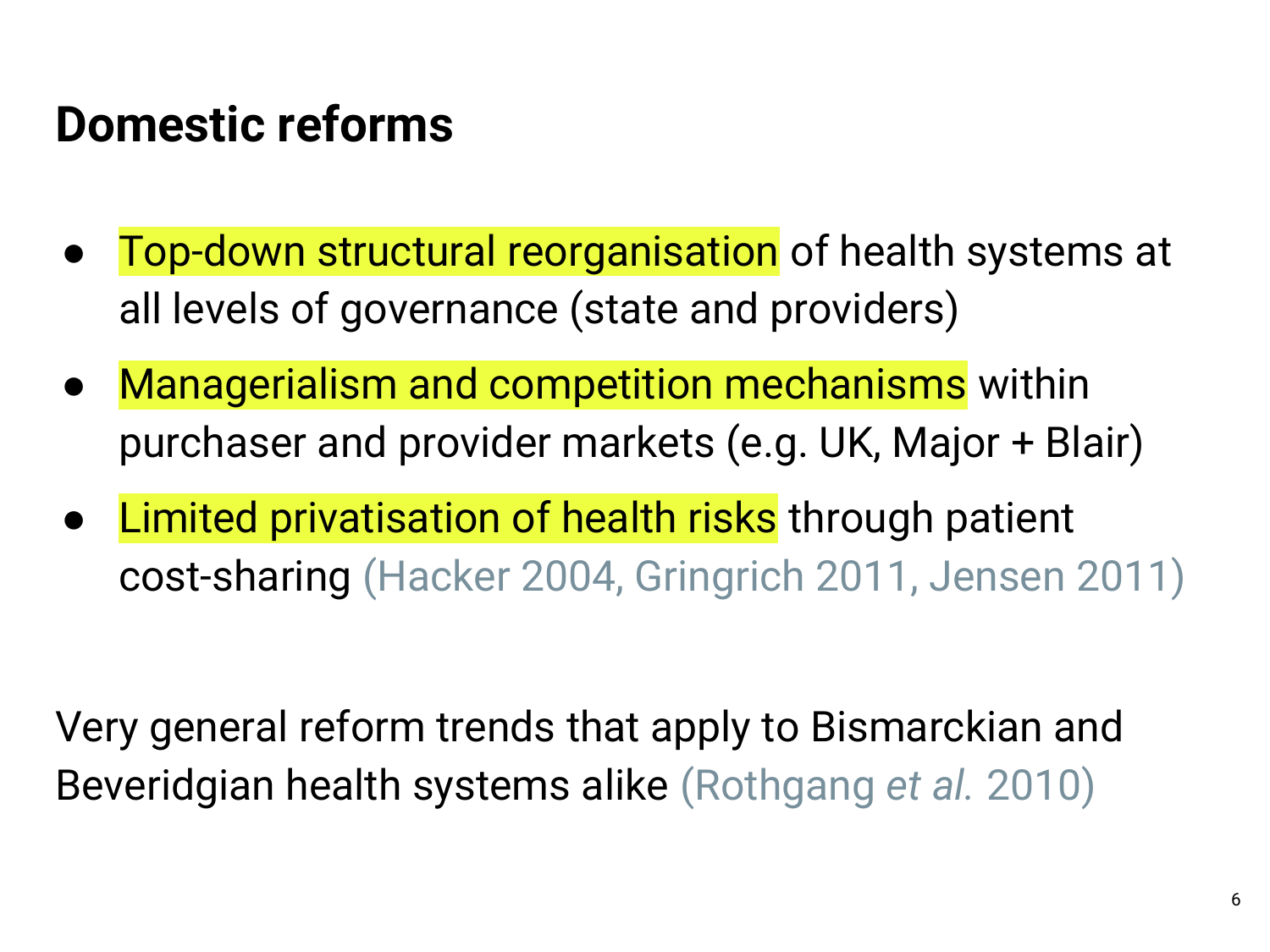# Domestic reforms

- Top-down structural reorganisation of health systems at all levels of governance (state and providers)
- Managerialism and competition mechanisms within purchaser and provider markets (e.g. UK, Major + Blair)
- Limited privatisation of health risks through patient cost-sharing (Hacker 2004, Gringrich 2011, Jensen 2011)

Very general reform trends that apply to Bismarckian and Beveridgian health systems alike (Rothgang *et al.* 2010)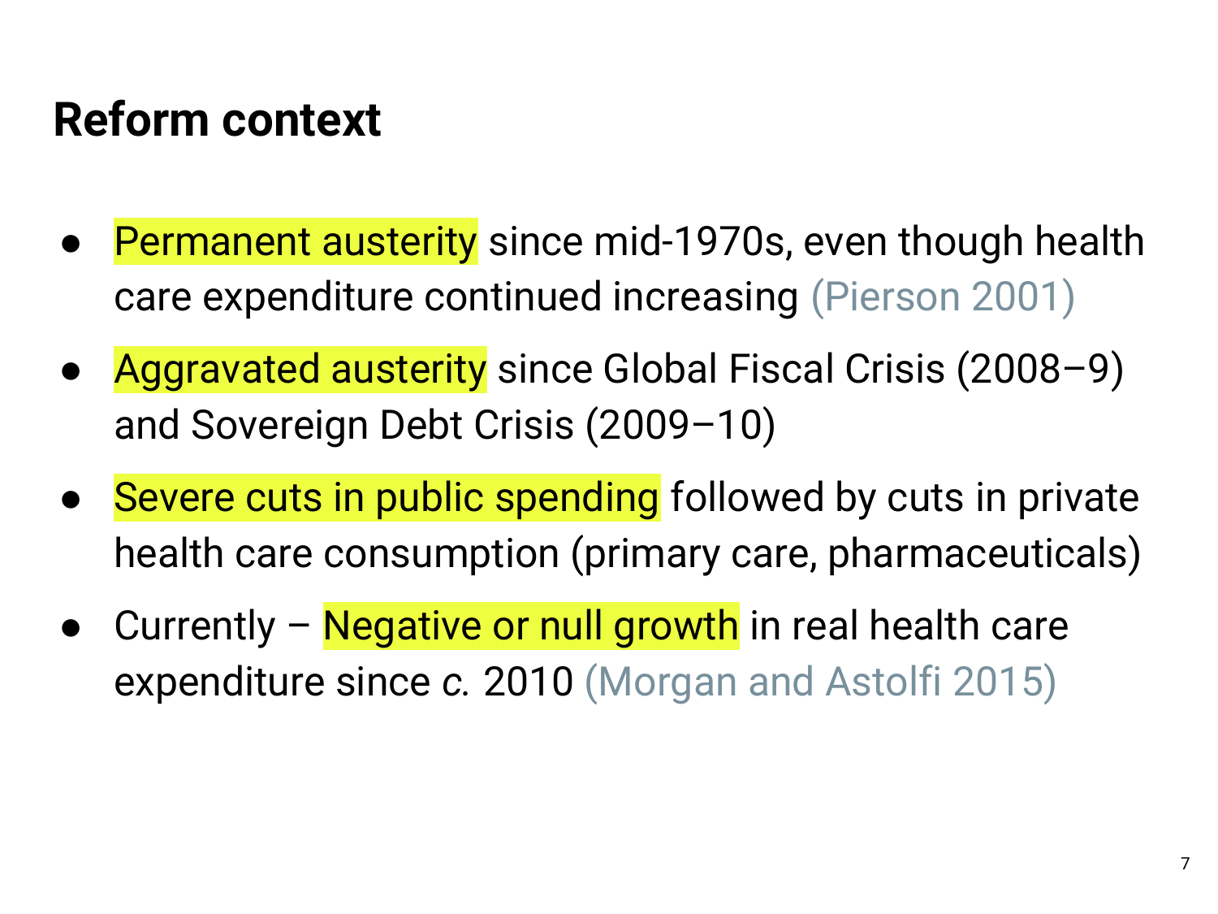# Reform context

- Permanent austerity since mid-1970s, even though health care expenditure continued increasing (Pierson 2001)
- Aggravated austerity since Global Fiscal Crisis (2008–9) and Sovereign Debt Crisis (2009–10)
- Severe cuts in public spending followed by cuts in private health care consumption (primary care, pharmaceuticals)
- Currently – Negative or null growth in real health care expenditure since *c.* 2010 (Morgan and Astolfi 2015)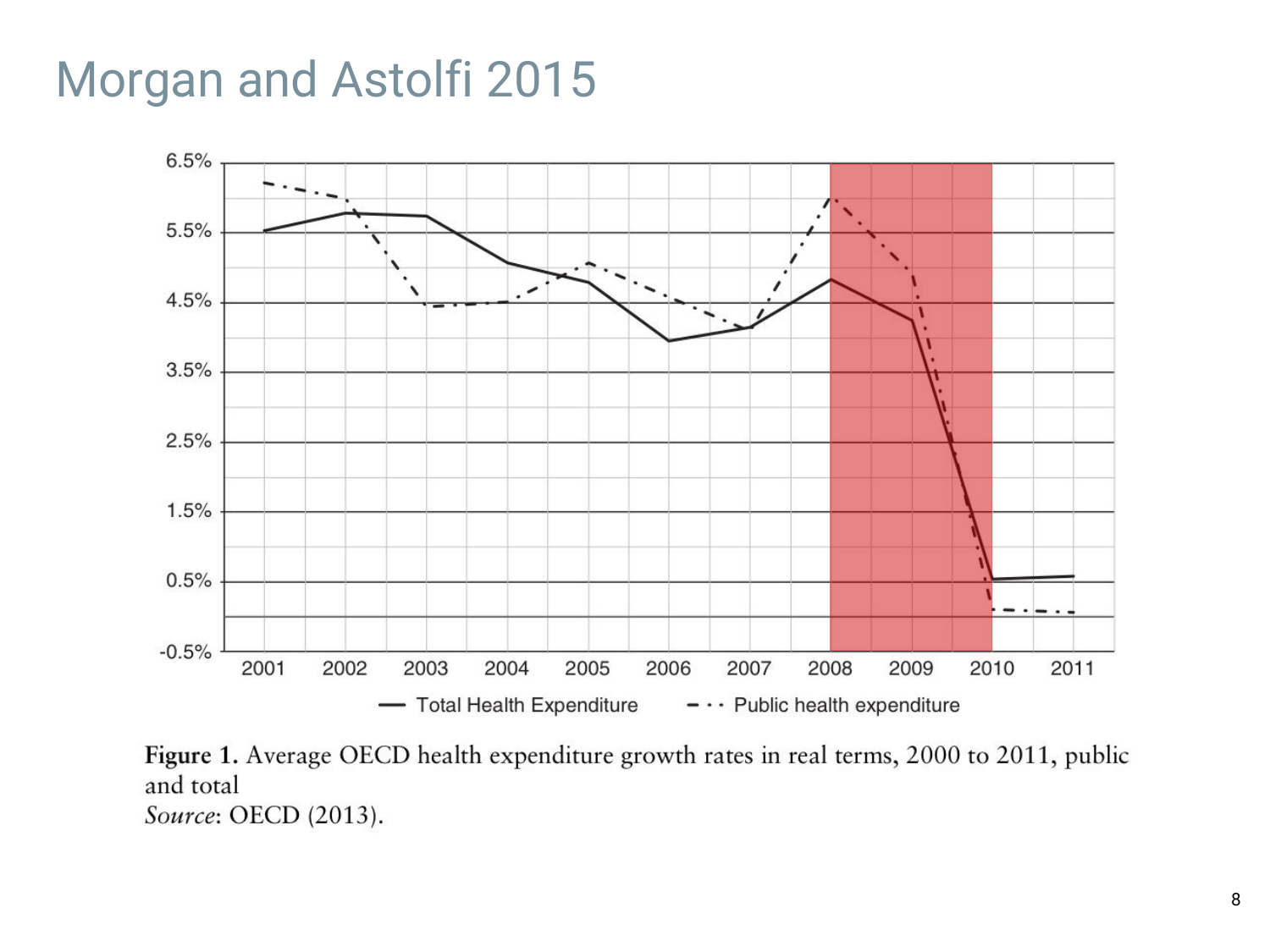# Morgan and Astolfi 2015

**Figure 1.** Average OECD health expenditure growth rates in real terms, 2000 to 2011, public and total
*Source*: OECD (2013).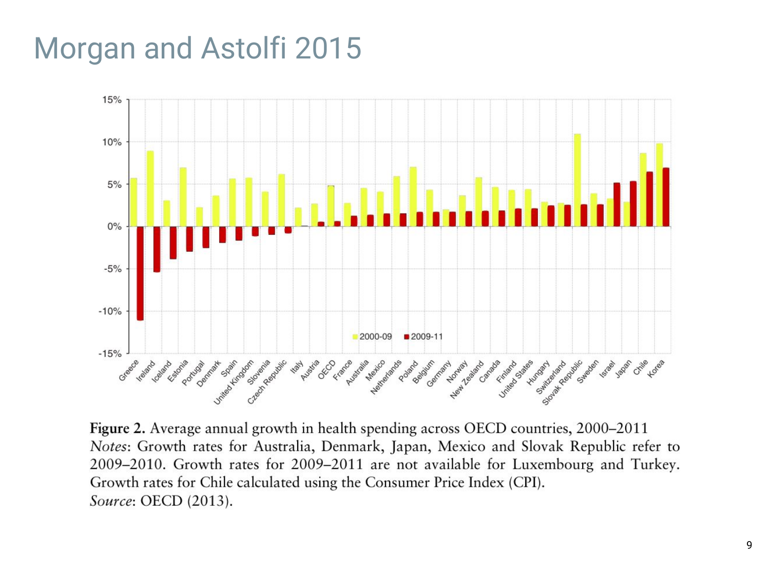# Morgan and Astolfi 2015

**Figure 2.** Average annual growth in health spending across OECD countries, 2000–2011
*Notes*: Growth rates for Australia, Denmark, Japan, Mexico and Slovak Republic refer to 2009–2010. Growth rates for 2009–2011 are not available for Luxembourg and Turkey. Growth rates for Chile calculated using the Consumer Price Index (CPI).
*Source*: OECD (2013).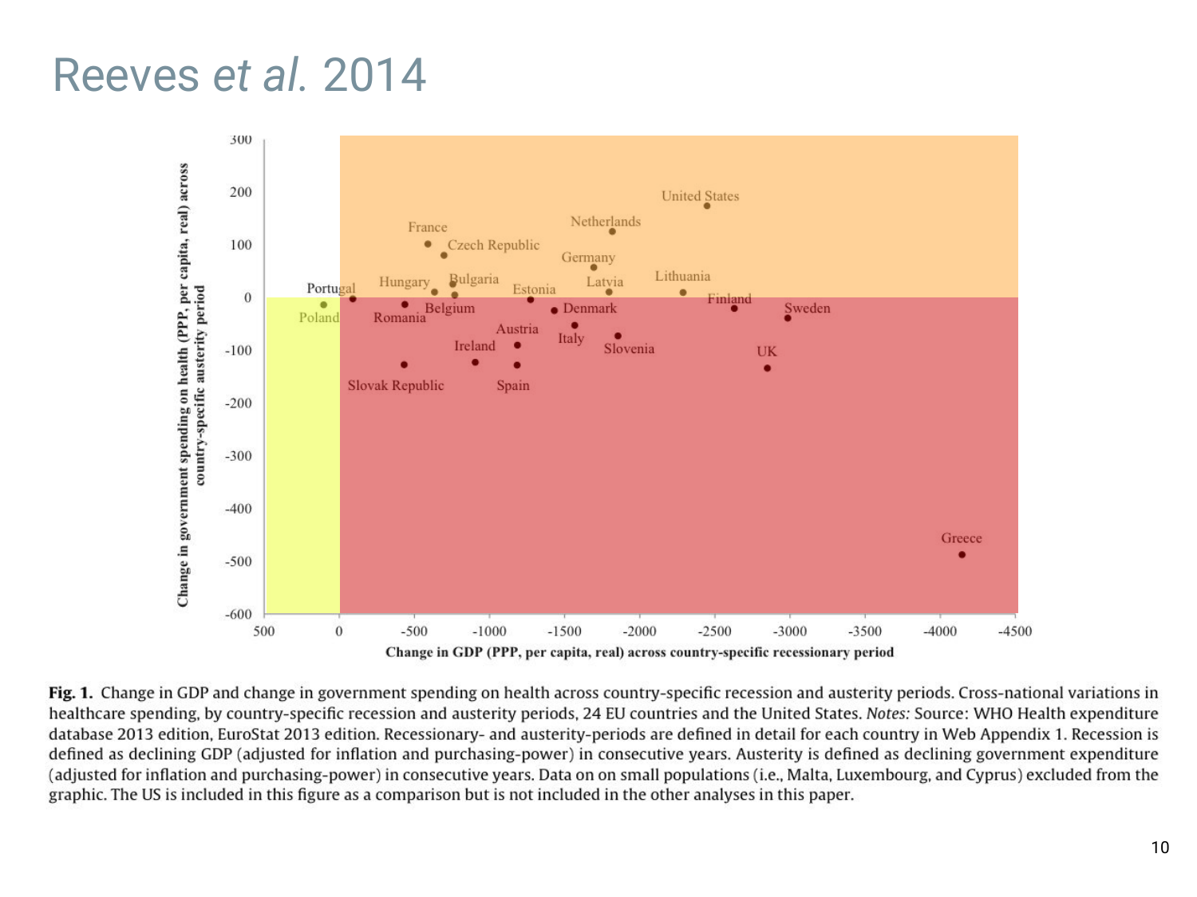# Reeves *et al.* 2014

**Fig. 1.** Change in GDP and change in government spending on health across country-specific recession and austerity periods. Cross-national variations in healthcare spending, by country-specific recession and austerity periods, 24 EU countries and the United States. *Notes:* Source: WHO Health expenditure database 2013 edition, EuroStat 2013 edition. Recessionary- and austerity-periods are defined in detail for each country in Web Appendix 1. Recession is defined as declining GDP (adjusted for inflation and purchasing-power) in consecutive years. Austerity is defined as declining government expenditure (adjusted for inflation and purchasing-power) in consecutive years. Data on on small populations (i.e., Malta, Luxembourg, and Cyprus) excluded from the graphic. The US is included in this figure as a comparison but is not included in the other analyses in this paper.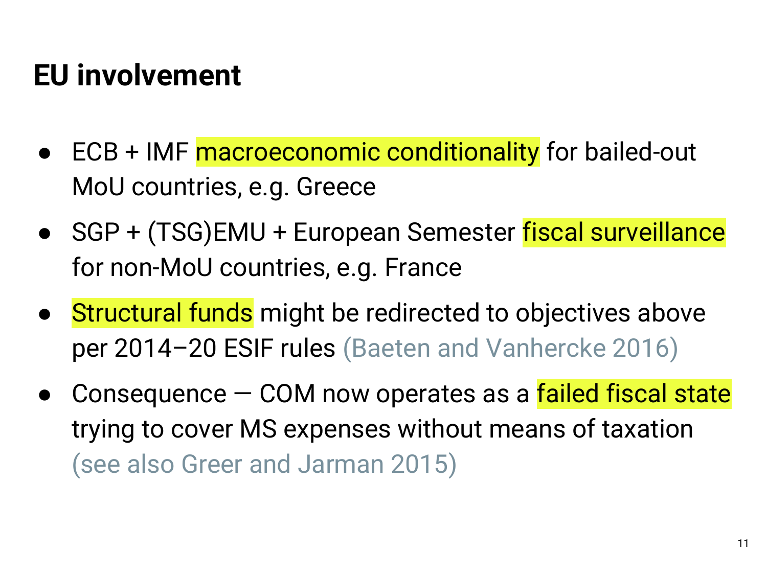# EU involvement

- ECB + IMF macroeconomic conditionality for bailed-out MoU countries, e.g. Greece
- SGP + (TSG)EMU + European Semester fiscal surveillance for non-MoU countries, e.g. France
- Structural funds might be redirected to objectives above per 2014–20 ESIF rules (Baeten and Vanhercke 2016)
- Consequence — COM now operates as a failed fiscal state trying to cover MS expenses without means of taxation (see also Greer and Jarman 2015)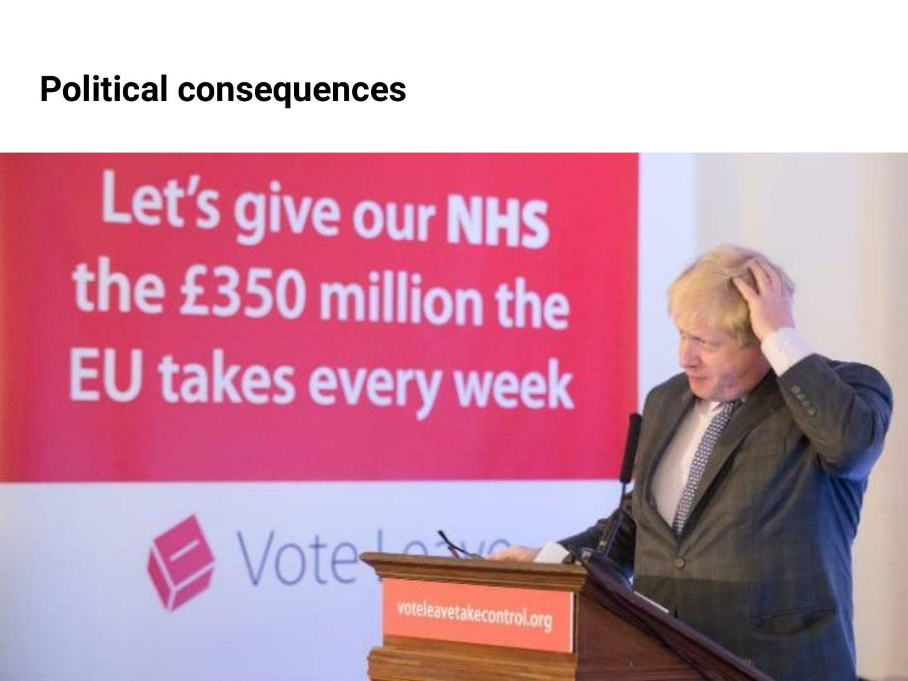# Political consequences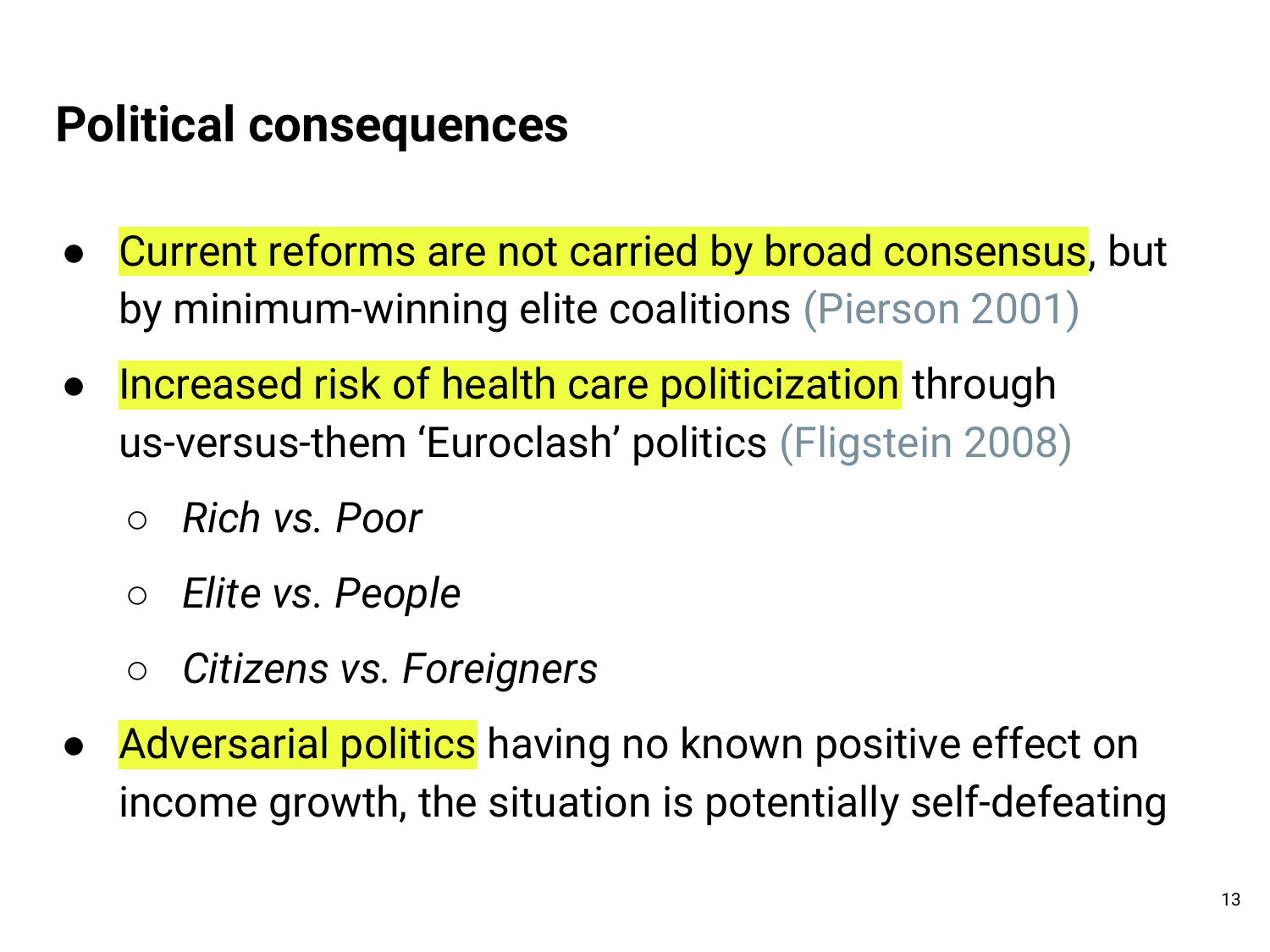## Political consequences

- Current reforms are not carried by broad consensus, but by minimum-winning elite coalitions (Pierson 2001)
- Increased risk of health care politicization through us-versus-them ‘Euroclash’ politics (Fligstein 2008)
  - *Rich vs. Poor*
  - *Elite vs. People*
  - *Citizens vs. Foreigners*
- Adversarial politics having no known positive effect on income growth, the situation is potentially self-defeating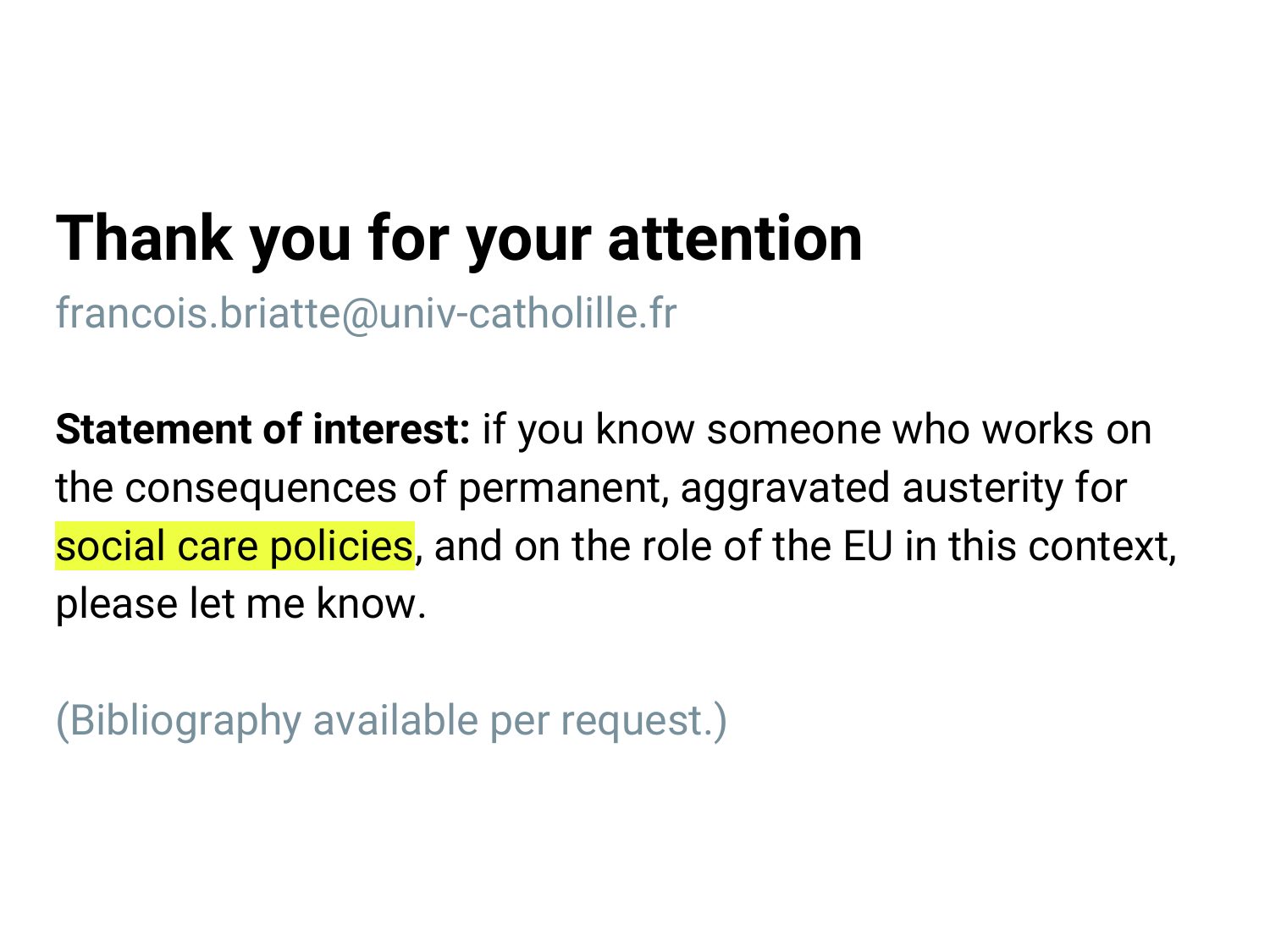# Thank you for your attention

francois.briatte@univ-catholille.fr

**Statement of interest:** if you know someone who works on the consequences of permanent, aggravated austerity for social care policies, and on the role of the EU in this context, please let me know.

(Bibliography available per request.)